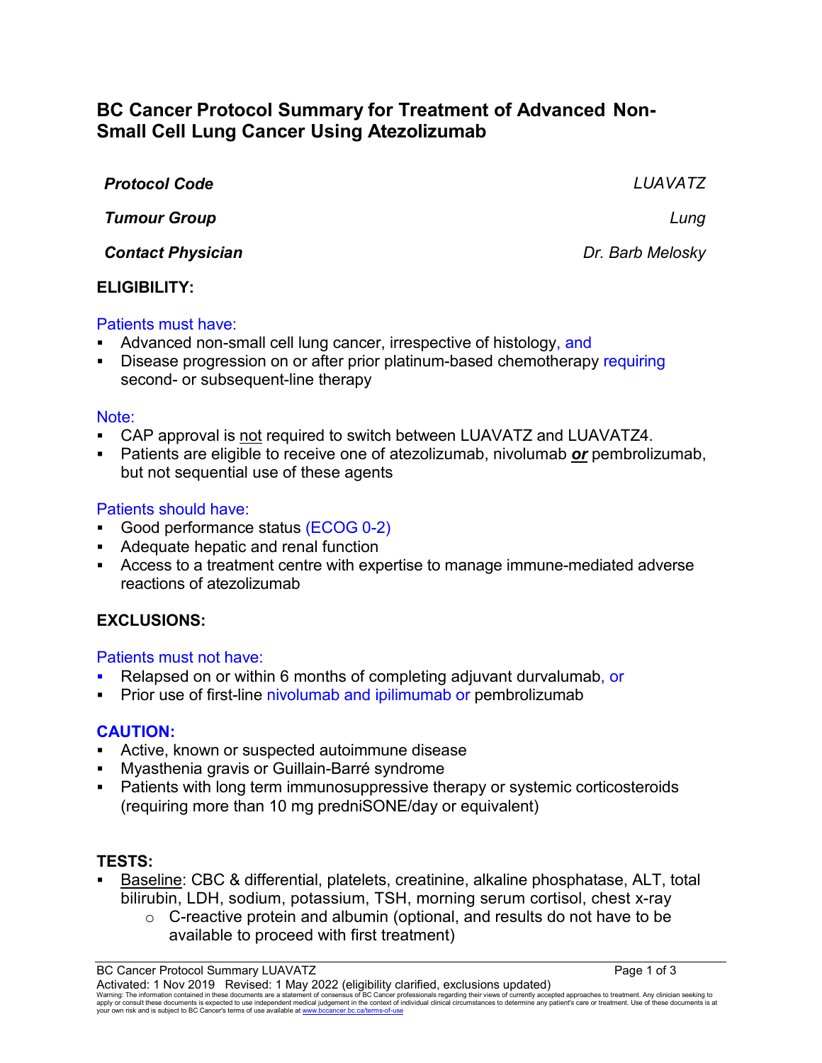# BC Cancer Protocol Summary for Treatment of Advanced Non-Small Cell Lung Cancer Using Atezolizumab

***Protocol Code*** *LUAVATZ*

***Tumour Group*** *Lung*

***Contact Physician*** *Dr. Barb Melosky*

## ELIGIBILITY:

Patients must have:

- Advanced non-small cell lung cancer, irrespective of histology, and
- Disease progression on or after prior platinum-based chemotherapy requiring second- or subsequent-line therapy

Note:

- CAP approval is not required to switch between LUAVATZ and LUAVATZ4.
- Patients are eligible to receive one of atezolizumab, nivolumab ***or*** pembrolizumab, but not sequential use of these agents

Patients should have:

- Good performance status (ECOG 0-2)
- Adequate hepatic and renal function
- Access to a treatment centre with expertise to manage immune-mediated adverse reactions of atezolizumab

## EXCLUSIONS:

Patients must not have:

- Relapsed on or within 6 months of completing adjuvant durvalumab, or
- Prior use of first-line nivolumab and ipilimumab or pembrolizumab

## CAUTION:

- Active, known or suspected autoimmune disease
- Myasthenia gravis or Guillain-Barré syndrome
- Patients with long term immunosuppressive therapy or systemic corticosteroids (requiring more than 10 mg predniSONE/day or equivalent)

## TESTS:

- Baseline: CBC & differential, platelets, creatinine, alkaline phosphatase, ALT, total bilirubin, LDH, sodium, potassium, TSH, morning serum cortisol, chest x-ray
  - C-reactive protein and albumin (optional, and results do not have to be available to proceed with first treatment)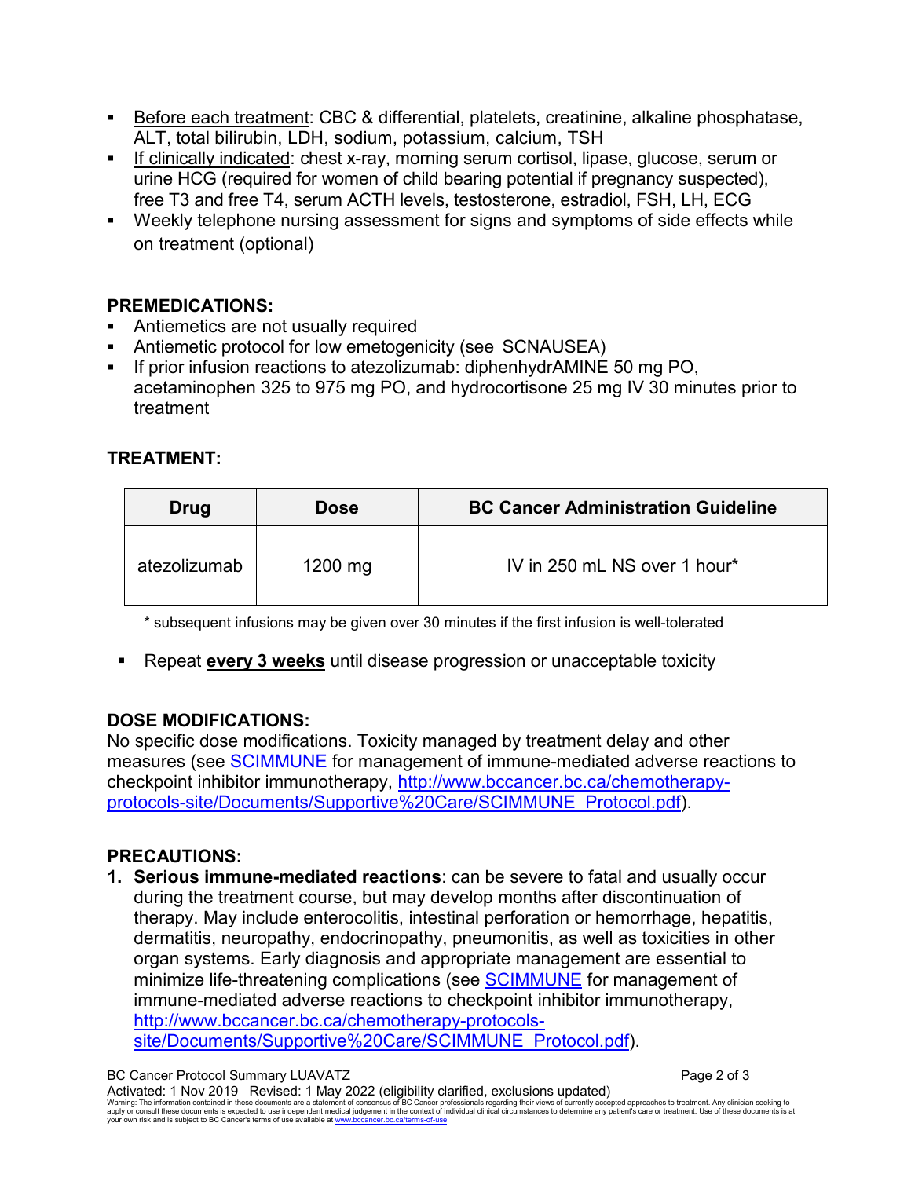- Before each treatment: CBC & differential, platelets, creatinine, alkaline phosphatase, ALT, total bilirubin, LDH, sodium, potassium, calcium, TSH
- If clinically indicated: chest x-ray, morning serum cortisol, lipase, glucose, serum or urine HCG (required for women of child bearing potential if pregnancy suspected), free T3 and free T4, serum ACTH levels, testosterone, estradiol, FSH, LH, ECG
- Weekly telephone nursing assessment for signs and symptoms of side effects while on treatment (optional)

## PREMEDICATIONS:

- Antiemetics are not usually required
- Antiemetic protocol for low emetogenicity (see SCNAUSEA)
- If prior infusion reactions to atezolizumab: diphenhydrAMINE 50 mg PO, acetaminophen 325 to 975 mg PO, and hydrocortisone 25 mg IV 30 minutes prior to treatment

## TREATMENT:

| Drug | Dose | BC Cancer Administration Guideline |
|---|---|---|
| atezolizumab | 1200 mg | IV in 250 mL NS over 1 hour* |

\* subsequent infusions may be given over 30 minutes if the first infusion is well-tolerated

- Repeat **every 3 weeks** until disease progression or unacceptable toxicity

## DOSE MODIFICATIONS:

No specific dose modifications. Toxicity managed by treatment delay and other measures (see SCIMMUNE for management of immune-mediated adverse reactions to checkpoint inhibitor immunotherapy, http://www.bccancer.bc.ca/chemotherapy-protocols-site/Documents/Supportive%20Care/SCIMMUNE_Protocol.pdf).

## PRECAUTIONS:

1. **Serious immune-mediated reactions**: can be severe to fatal and usually occur during the treatment course, but may develop months after discontinuation of therapy. May include enterocolitis, intestinal perforation or hemorrhage, hepatitis, dermatitis, neuropathy, endocrinopathy, pneumonitis, as well as toxicities in other organ systems. Early diagnosis and appropriate management are essential to minimize life-threatening complications (see SCIMMUNE for management of immune-mediated adverse reactions to checkpoint inhibitor immunotherapy, http://www.bccancer.bc.ca/chemotherapy-protocols-site/Documents/Supportive%20Care/SCIMMUNE_Protocol.pdf).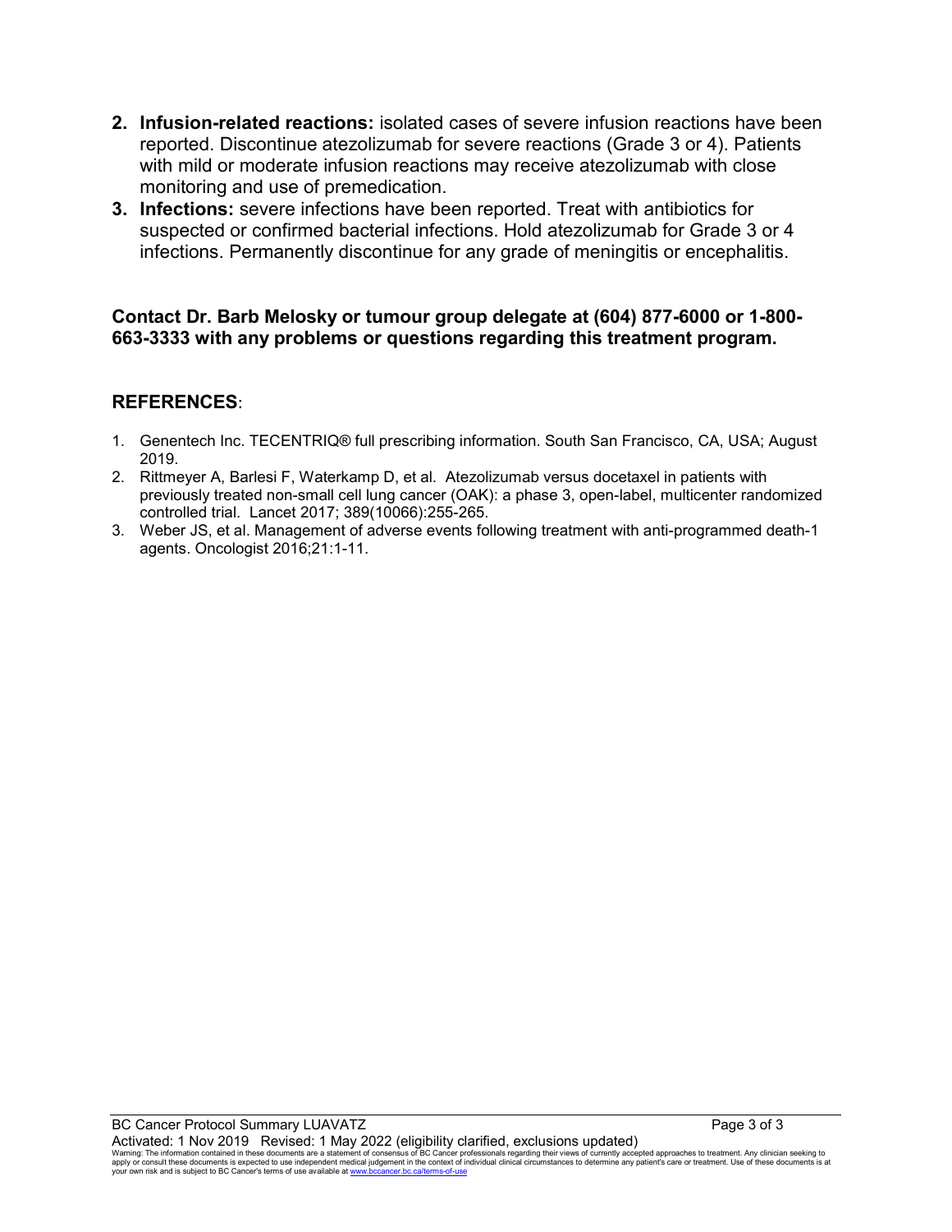2. **Infusion-related reactions:** isolated cases of severe infusion reactions have been reported. Discontinue atezolizumab for severe reactions (Grade 3 or 4). Patients with mild or moderate infusion reactions may receive atezolizumab with close monitoring and use of premedication.
3. **Infections:** severe infections have been reported. Treat with antibiotics for suspected or confirmed bacterial infections. Hold atezolizumab for Grade 3 or 4 infections. Permanently discontinue for any grade of meningitis or encephalitis.

**Contact Dr. Barb Melosky or tumour group delegate at (604) 877-6000 or 1-800-663-3333 with any problems or questions regarding this treatment program.**

## REFERENCES:

1. Genentech Inc. TECENTRIQ® full prescribing information. South San Francisco, CA, USA; August 2019.
2. Rittmeyer A, Barlesi F, Waterkamp D, et al. Atezolizumab versus docetaxel in patients with previously treated non-small cell lung cancer (OAK): a phase 3, open-label, multicenter randomized controlled trial. Lancet 2017; 389(10066):255-265.
3. Weber JS, et al. Management of adverse events following treatment with anti-programmed death-1 agents. Oncologist 2016;21:1-11.